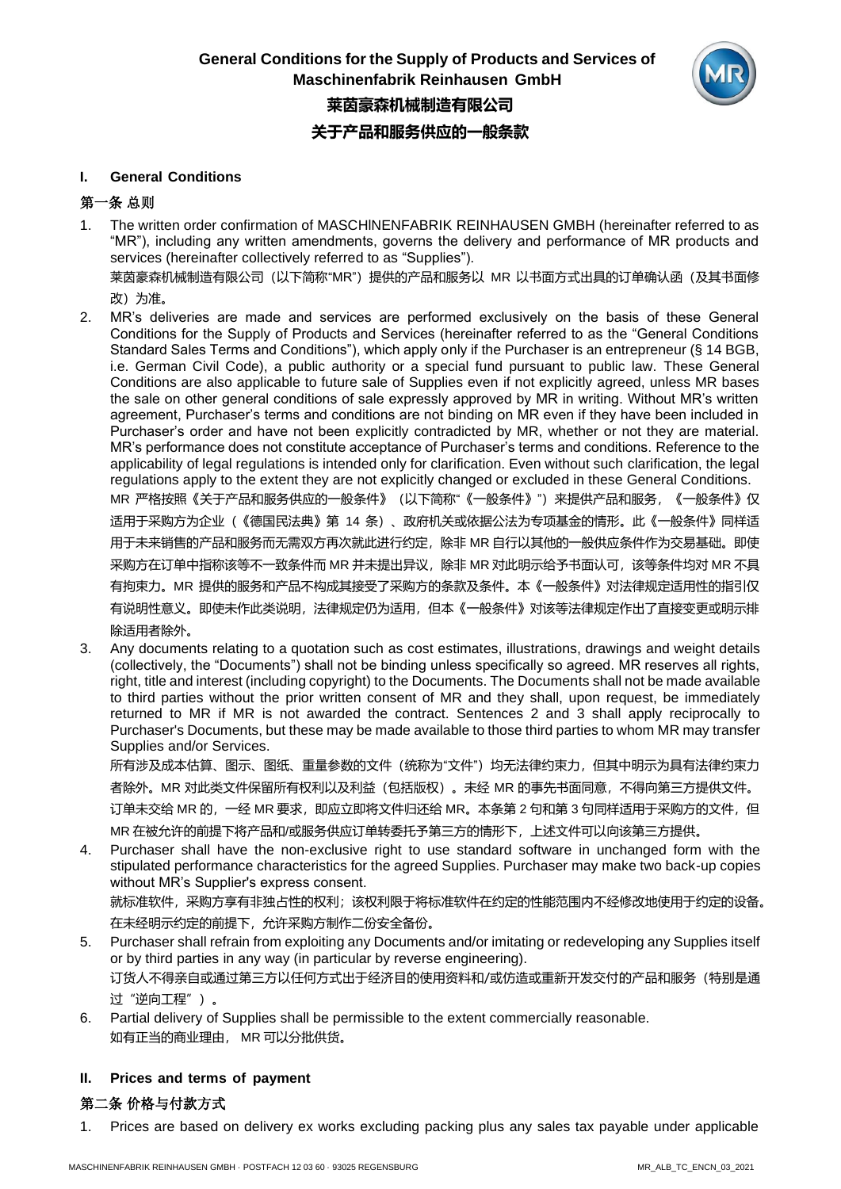# General Conditions for the Supply of Products and Services of Maschinenfabrik Reinhausen GmbH

# 莱茵豪森机械制造有限公司

# 关于产品和服务供应的一般条款

## I. General Conditions

## 第一条 总则

1. The written order confirmation of MASCHINENFABRIK REINHAUSEN GMBH (hereinafter referred to as "MR"), including any written amendments, governs the delivery and performance of MR products and services (hereinafter collectively referred to as "Supplies").
   莱茵豪森机械制造有限公司（以下简称"MR"）提供的产品和服务以 MR 以书面方式出具的订单确认函（及其书面修改）为准。
2. MR's deliveries are made and services are performed exclusively on the basis of these General Conditions for the Supply of Products and Services (hereinafter referred to as the "General Conditions Standard Sales Terms and Conditions"), which apply only if the Purchaser is an entrepreneur (§ 14 BGB, i.e. German Civil Code), a public authority or a special fund pursuant to public law. These General Conditions are also applicable to future sale of Supplies even if not explicitly agreed, unless MR bases the sale on other general conditions of sale expressly approved by MR in writing. Without MR's written agreement, Purchaser's terms and conditions are not binding on MR even if they have been included in Purchaser's order and have not been explicitly contradicted by MR, whether or not they are material. MR's performance does not constitute acceptance of Purchaser's terms and conditions. Reference to the applicability of legal regulations is intended only for clarification. Even without such clarification, the legal regulations apply to the extent they are not explicitly changed or excluded in these General Conditions.
   MR 严格按照《关于产品和服务供应的一般条件》（以下简称"《一般条件》"）来提供产品和服务，《一般条件》仅适用于采购方为企业（《德国民法典》第 14 条）、政府机关或依据公法为专项基金的情形。此《一般条件》同样适用于未来销售的产品和服务而无需双方再次就此进行约定，除非 MR 自行以其他的一般供应条件作为交易基础。即使采购方在订单中指称该等不一致条件而 MR 并未提出异议，除非 MR 对此明示给予书面认可，该等条件均对 MR 不具有拘束力。MR 提供的服务和产品不构成其接受了采购方的条款及条件。本《一般条件》对法律规定适用性的指引仅有说明性意义。即使未作此类说明，法律规定仍为适用，但本《一般条件》对该等法律规定作出了直接变更或明示排除适用者除外。
3. Any documents relating to a quotation such as cost estimates, illustrations, drawings and weight details (collectively, the "Documents") shall not be binding unless specifically so agreed. MR reserves all rights, right, title and interest (including copyright) to the Documents. The Documents shall not be made available to third parties without the prior written consent of MR and they shall, upon request, be immediately returned to MR if MR is not awarded the contract. Sentences 2 and 3 shall apply reciprocally to Purchaser's Documents, but these may be made available to those third parties to whom MR may transfer Supplies and/or Services.
   所有涉及成本估算、图示、图纸、重量参数的文件（统称为"文件"）均无法律约束力，但其中明示为具有法律约束力者除外。MR 对此类文件保留所有权利以及利益（包括版权）。未经 MR 的事先书面同意，不得向第三方提供文件。订单未交给 MR 的，一经 MR 要求，即应立即将文件归还给 MR。本条第 2 句和第 3 句同样适用于采购方的文件，但 MR 在被允许的前提下将产品和/或服务供应订单转委托予第三方的情形下，上述文件可以向该第三方提供。
4. Purchaser shall have the non-exclusive right to use standard software in unchanged form with the stipulated performance characteristics for the agreed Supplies. Purchaser may make two back-up copies without MR's Supplier's express consent.
   就标准软件，采购方享有非独占性的权利；该权利限于将标准软件在约定的性能范围内不经修改地使用于约定的设备。在未经明示约定的前提下，允许采购方制作二份安全备份。
5. Purchaser shall refrain from exploiting any Documents and/or imitating or redeveloping any Supplies itself or by third parties in any way (in particular by reverse engineering).
   订货人不得亲自或通过第三方以任何方式出于经济目的使用资料和/或仿造或重新开发交付的产品和服务（特别是通过"逆向工程"）。
6. Partial delivery of Supplies shall be permissible to the extent commercially reasonable.
   如有正当的商业理由，MR 可以分批供货。

## II. Prices and terms of payment

## 第二条 价格与付款方式

1. Prices are based on delivery ex works excluding packing plus any sales tax payable under applicable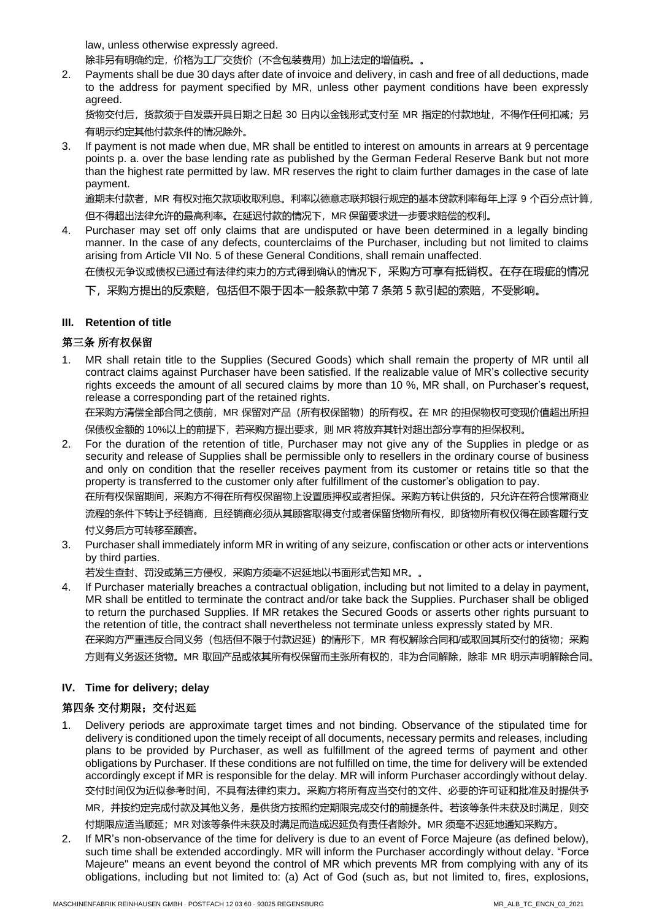law, unless otherwise expressly agreed.

除非另有明确约定，价格为工厂交货价（不含包装费用）加上法定的增值税。。

2. Payments shall be due 30 days after date of invoice and delivery, in cash and free of all deductions, made to the address for payment specified by MR, unless other payment conditions have been expressly agreed.

   货物交付后，货款须于自发票开具日期之日起 30 日内以金钱形式支付至 MR 指定的付款地址，不得作任何扣减；另有明示约定其他付款条件的情况除外。

3. If payment is not made when due, MR shall be entitled to interest on amounts in arrears at 9 percentage points p. a. over the base lending rate as published by the German Federal Reserve Bank but not more than the highest rate permitted by law. MR reserves the right to claim further damages in the case of late payment.

   逾期未付款者，MR 有权对拖欠款项收取利息。利率以德意志联邦银行规定的基本贷款利率每年上浮 9 个百分点计算，但不得超出法律允许的最高利率。在延迟付款的情况下，MR 保留要求进一步要求赔偿的权利。

4. Purchaser may set off only claims that are undisputed or have been determined in a legally binding manner. In the case of any defects, counterclaims of the Purchaser, including but not limited to claims arising from Article VII No. 5 of these General Conditions, shall remain unaffected.

   在债权无争议或债权已通过有法律约束力的方式得到确认的情况下，采购方可享有抵销权。在存在瑕疵的情况下，采购方提出的反索赔，包括但不限于因本一般条款中第 7 条第 5 款引起的索赔，不受影响。

### III. Retention of title

### 第三条 所有权保留

1. MR shall retain title to the Supplies (Secured Goods) which shall remain the property of MR until all contract claims against Purchaser have been satisfied. If the realizable value of MR's collective security rights exceeds the amount of all secured claims by more than 10 %, MR shall, on Purchaser's request, release a corresponding part of the retained rights.

   在采购方清偿全部合同之债前，MR 保留对产品（所有权保留物）的所有权。在 MR 的担保物权可变现价值超出所担保债权金额的 10%以上的前提下，若采购方提出要求，则 MR 将放弃其针对超出部分享有的担保权利。

2. For the duration of the retention of title, Purchaser may not give any of the Supplies in pledge or as security and release of Supplies shall be permissible only to resellers in the ordinary course of business and only on condition that the reseller receives payment from its customer or retains title so that the property is transferred to the customer only after fulfillment of the customer's obligation to pay.

   在所有权保留期间，采购方不得在所有权保留物上设置质押权或者担保。采购方转让供货的，只允许在符合惯常商业流程的条件下转让予经销商，且经销商必须从其顾客取得支付或者保留货物所有权，即货物所有权仅得在顾客履行支付义务后方可转移至顾客。

3. Purchaser shall immediately inform MR in writing of any seizure, confiscation or other acts or interventions by third parties.

   若发生查封、罚没或第三方侵权，采购方须毫不迟延地以书面形式告知 MR。。

4. If Purchaser materially breaches a contractual obligation, including but not limited to a delay in payment, MR shall be entitled to terminate the contract and/or take back the Supplies. Purchaser shall be obliged to return the purchased Supplies. If MR retakes the Secured Goods or asserts other rights pursuant to the retention of title, the contract shall nevertheless not terminate unless expressly stated by MR.

   在采购方严重违反合同义务（包括但不限于付款迟延）的情形下，MR 有权解除合同和/或取回其所交付的货物；采购方则有义务返还货物。MR 取回产品或依其所有权保留而主张所有权的，非为合同解除，除非 MR 明示声明解除合同。

### IV. Time for delivery; delay

### 第四条 交付期限；交付迟延

1. Delivery periods are approximate target times and not binding. Observance of the stipulated time for delivery is conditioned upon the timely receipt of all documents, necessary permits and releases, including plans to be provided by Purchaser, as well as fulfillment of the agreed terms of payment and other obligations by Purchaser. If these conditions are not fulfilled on time, the time for delivery will be extended accordingly except if MR is responsible for the delay. MR will inform Purchaser accordingly without delay.

   交付时间仅为近似参考时间，不具有法律约束力。采购方将所有应当交付的文件、必要的许可证和批准及时提供予 MR，并按约定完成付款及其他义务，是供货方按照约定期限完成交付的前提条件。若该等条件未获及时满足，则交付期限应适当顺延；MR 对该等条件未获及时满足而造成迟延负有责任者除外。MR 须毫不迟延地通知采购方。

2. If MR's non-observance of the time for delivery is due to an event of Force Majeure (as defined below), such time shall be extended accordingly. MR will inform the Purchaser accordingly without delay. "Force Majeure" means an event beyond the control of MR which prevents MR from complying with any of its obligations, including but not limited to: (a) Act of God (such as, but not limited to, fires, explosions,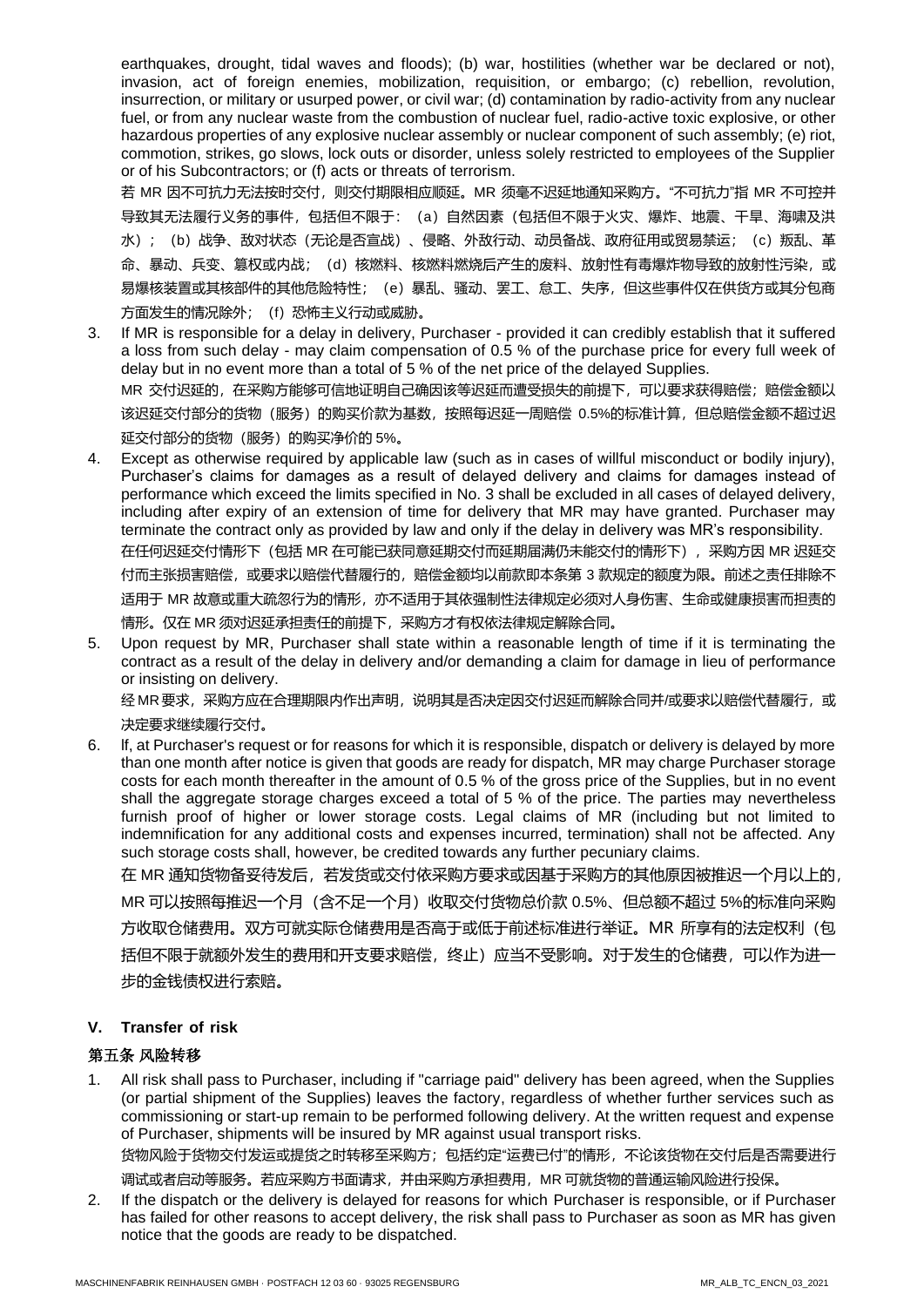earthquakes, drought, tidal waves and floods); (b) war, hostilities (whether war be declared or not), invasion, act of foreign enemies, mobilization, requisition, or embargo; (c) rebellion, revolution, insurrection, or military or usurped power, or civil war; (d) contamination by radio-activity from any nuclear fuel, or from any nuclear waste from the combustion of nuclear fuel, radio-active toxic explosive, or other hazardous properties of any explosive nuclear assembly or nuclear component of such assembly; (e) riot, commotion, strikes, go slows, lock outs or disorder, unless solely restricted to employees of the Supplier or of his Subcontractors; or (f) acts or threats of terrorism.

若 MR 因不可抗力无法按时交付，则交付期限相应顺延。MR 须毫不迟延地通知采购方。"不可抗力"指 MR 不可控并导致其无法履行义务的事件，包括但不限于：（a）自然因素（包括但不限于火灾、爆炸、地震、干旱、海啸及洪水）；（b）战争、敌对状态（无论是否宣战）、侵略、外敌行动、动员备战、政府征用或贸易禁运；（c）叛乱、革命、暴动、兵变、篡权或内战；（d）核燃料、核燃料燃烧后产生的废料、放射性有毒爆炸物导致的放射性污染，或易爆核装置或其核部件的其他危险特性；（e）暴乱、骚动、罢工、怠工、失序，但这些事件仅在供货方或其分包商方面发生的情况除外；（f）恐怖主义行动或威胁。

3. If MR is responsible for a delay in delivery, Purchaser - provided it can credibly establish that it suffered a loss from such delay - may claim compensation of 0.5 % of the purchase price for every full week of delay but in no event more than a total of 5 % of the net price of the delayed Supplies.

   MR 交付迟延的，在采购方能够可信地证明自己确因该等迟延而遭受损失的前提下，可以要求获得赔偿；赔偿金额以该迟延交付部分的货物（服务）的购买价款为基数，按照每迟延一周赔偿 0.5%的标准计算，但总赔偿金额不超过迟延交付部分的货物（服务）的购买净价的 5%。

4. Except as otherwise required by applicable law (such as in cases of willful misconduct or bodily injury), Purchaser's claims for damages as a result of delayed delivery and claims for damages instead of performance which exceed the limits specified in No. 3 shall be excluded in all cases of delayed delivery, including after expiry of an extension of time for delivery that MR may have granted. Purchaser may terminate the contract only as provided by law and only if the delay in delivery was MR's responsibility.

   在任何迟延交付情形下（包括 MR 在可能已获同意延期交付而延期届满仍未能交付的情形下），采购方因 MR 迟延交付而主张损害赔偿，或要求以赔偿代替履行的，赔偿金额均以前款即本条第 3 款规定的额度为限。前述之责任排除不适用于 MR 故意或重大疏忽行为的情形，亦不适用于其依强制性法律规定必须对人身伤害、生命或健康损害而担责的情形。仅在 MR 须对迟延承担责任的前提下，采购方才有权依法律规定解除合同。

5. Upon request by MR, Purchaser shall state within a reasonable length of time if it is terminating the contract as a result of the delay in delivery and/or demanding a claim for damage in lieu of performance or insisting on delivery.

   经 MR 要求，采购方应在合理期限内作出声明，说明其是否决定因交付迟延而解除合同并/或要求以赔偿代替履行，或决定要求继续履行交付。

6. If, at Purchaser's request or for reasons for which it is responsible, dispatch or delivery is delayed by more than one month after notice is given that goods are ready for dispatch, MR may charge Purchaser storage costs for each month thereafter in the amount of 0.5 % of the gross price of the Supplies, but in no event shall the aggregate storage charges exceed a total of 5 % of the price. The parties may nevertheless furnish proof of higher or lower storage costs. Legal claims of MR (including but not limited to indemnification for any additional costs and expenses incurred, termination) shall not be affected. Any such storage costs shall, however, be credited towards any further pecuniary claims.

   在 MR 通知货物备妥待发后，若发货或交付依采购方要求或因基于采购方的其他原因被推迟一个月以上的，MR 可以按照每推迟一个月（含不足一个月）收取交付货物总价款 0.5%、但总额不超过 5%的标准向采购方收取仓储费用。双方可就实际仓储费用是否高于或低于前述标准进行举证。MR 所享有的法定权利（包括但不限于就额外发生的费用和开支要求赔偿，终止）应当不受影响。对于发生的仓储费，可以作为进一步的金钱债权进行索赔。

## V. Transfer of risk

## 第五条 风险转移

1. All risk shall pass to Purchaser, including if "carriage paid" delivery has been agreed, when the Supplies (or partial shipment of the Supplies) leaves the factory, regardless of whether further services such as commissioning or start-up remain to be performed following delivery. At the written request and expense of Purchaser, shipments will be insured by MR against usual transport risks.

   货物风险于货物交付发运或提货之时转移至采购方；包括约定"运费已付"的情形，不论该货物在交付后是否需要进行调试或者启动等服务。若应采购方书面请求，并由采购方承担费用，MR 可就货物的普通运输风险进行投保。

2. If the dispatch or the delivery is delayed for reasons for which Purchaser is responsible, or if Purchaser has failed for other reasons to accept delivery, the risk shall pass to Purchaser as soon as MR has given notice that the goods are ready to be dispatched.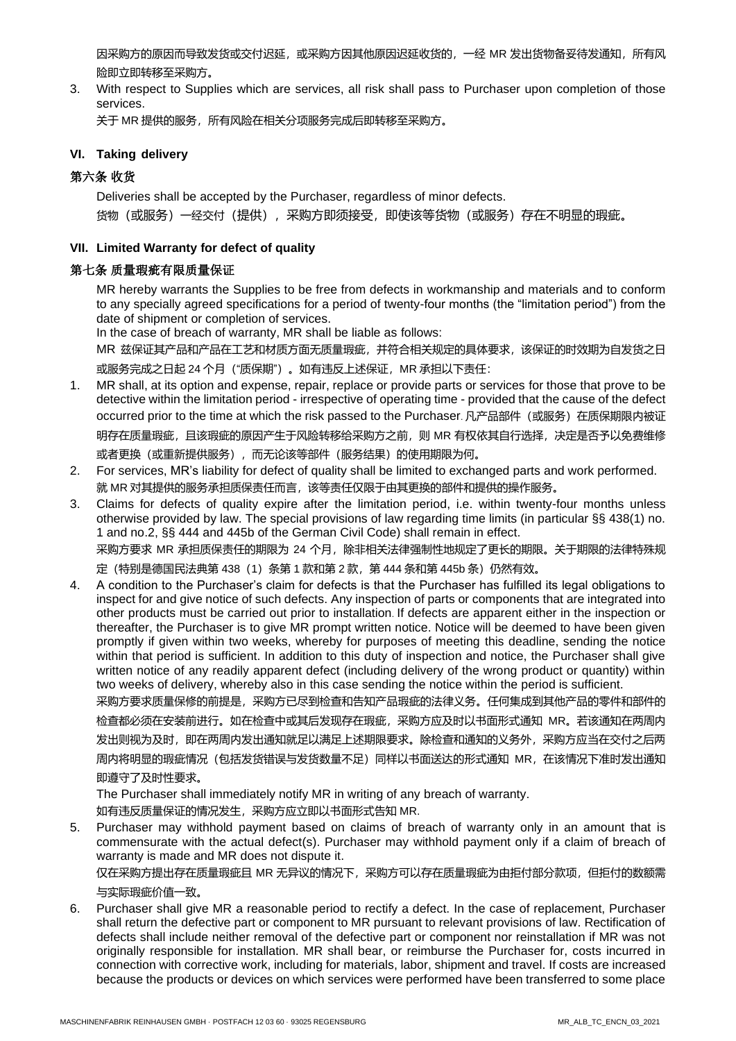因采购方的原因而导致发货或交付迟延，或采购方因其他原因迟延收货的，一经 MR 发出货物备妥待发通知，所有风险即立即转移至采购方。

3. With respect to Supplies which are services, all risk shall pass to Purchaser upon completion of those services.
   关于 MR 提供的服务，所有风险在相关分项服务完成后即转移至采购方。

## VI. Taking delivery

## 第六条 收货

Deliveries shall be accepted by the Purchaser, regardless of minor defects.

货物（或服务）一经交付（提供），采购方即须接受，即使该等货物（或服务）存在不明显的瑕疵。

## VII. Limited Warranty for defect of quality

## 第七条 质量瑕疵有限质量保证

MR hereby warrants the Supplies to be free from defects in workmanship and materials and to conform to any specially agreed specifications for a period of twenty-four months (the "limitation period") from the date of shipment or completion of services.

In the case of breach of warranty, MR shall be liable as follows:

MR 兹保证其产品和产品在工艺和材质方面无质量瑕疵，并符合相关规定的具体要求，该保证的时效期为自发货之日或服务完成之日起 24 个月（"质保期"）。如有违反上述保证，MR 承担以下责任：

1. MR shall, at its option and expense, repair, replace or provide parts or services for those that prove to be detective within the limitation period - irrespective of operating time - provided that the cause of the defect occurred prior to the time at which the risk passed to the Purchaser. 凡产品部件（或服务）在质保期限内被证明存在质量瑕疵，且该瑕疵的原因产生于风险转移给采购方之前，则 MR 有权依其自行选择，决定是否予以免费维修或者更换（或重新提供服务），而无论该等部件（服务结果）的使用期限为何。
2. For services, MR's liability for defect of quality shall be limited to exchanged parts and work performed.
   就 MR 对其提供的服务承担质保责任而言，该等责任仅限于由其更换的部件和提供的操作服务。
3. Claims for defects of quality expire after the limitation period, i.e. within twenty-four months unless otherwise provided by law. The special provisions of law regarding time limits (in particular §§ 438(1) no. 1 and no.2, §§ 444 and 445b of the German Civil Code) shall remain in effect.
   采购方要求 MR 承担质保责任的期限为 24 个月，除非相关法律强制性地规定了更长的期限。关于期限的法律特殊规定（特别是德国民法典第 438（1）条第 1 款和第 2 款，第 444 条和第 445b 条）仍然有效。
4. A condition to the Purchaser's claim for defects is that the Purchaser has fulfilled its legal obligations to inspect for and give notice of such defects. Any inspection of parts or components that are integrated into other products must be carried out prior to installation. If defects are apparent either in the inspection or thereafter, the Purchaser is to give MR prompt written notice. Notice will be deemed to have been given promptly if given within two weeks, whereby for purposes of meeting this deadline, sending the notice within that period is sufficient. In addition to this duty of inspection and notice, the Purchaser shall give written notice of any readily apparent defect (including delivery of the wrong product or quantity) within two weeks of delivery, whereby also in this case sending the notice within the period is sufficient.
   采购方要求质量保修的前提是，采购方已尽到检查和告知产品瑕疵的法律义务。任何集成到其他产品的零件和部件的检查都必须在安装前进行。如在检查中或其后发现存在瑕疵，采购方应及时以书面形式通知 MR。若该通知在两周内发出则视为及时，即在两周内发出通知就足以满足上述期限要求。除检查和通知的义务外，采购方应当在交付之后两周内将明显的瑕疵情况（包括发货错误与发货数量不足）同样以书面送达的形式通知 MR，在该情况下准时发出通知即遵守了及时性要求。
   The Purchaser shall immediately notify MR in writing of any breach of warranty.
   如有违反质量保证的情况发生，采购方应立即以书面形式告知 MR.
5. Purchaser may withhold payment based on claims of breach of warranty only in an amount that is commensurate with the actual defect(s). Purchaser may withhold payment only if a claim of breach of warranty is made and MR does not dispute it.
   仅在采购方提出存在质量瑕疵且 MR 无异议的情况下，采购方可以存在质量瑕疵为由拒付部分款项，但拒付的数额需与实际瑕疵价值一致。
6. Purchaser shall give MR a reasonable period to rectify a defect. In the case of replacement, Purchaser shall return the defective part or component to MR pursuant to relevant provisions of law. Rectification of defects shall include neither removal of the defective part or component nor reinstallation if MR was not originally responsible for installation. MR shall bear, or reimburse the Purchaser for, costs incurred in connection with corrective work, including for materials, labor, shipment and travel. If costs are increased because the products or devices on which services were performed have been transferred to some place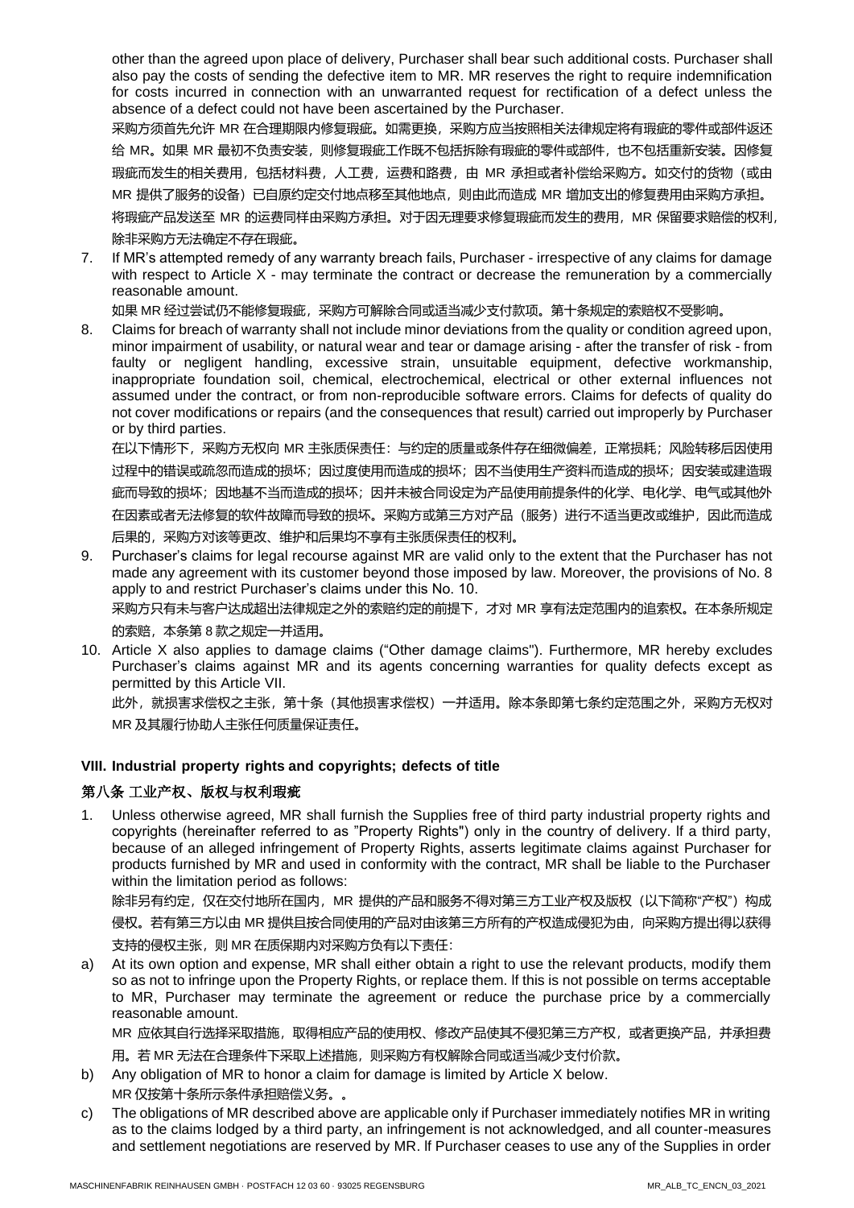other than the agreed upon place of delivery, Purchaser shall bear such additional costs. Purchaser shall also pay the costs of sending the defective item to MR. MR reserves the right to require indemnification for costs incurred in connection with an unwarranted request for rectification of a defect unless the absence of a defect could not have been ascertained by the Purchaser.

采购方须首先允许 MR 在合理期限内修复瑕疵。如需更换，采购方应当按照相关法律规定将有瑕疵的零件或部件返还给 MR。如果 MR 最初不负责安装，则修复瑕疵工作既不包括拆除有瑕疵的零件或部件，也不包括重新安装。因修复瑕疵而发生的相关费用，包括材料费，人工费，运费和路费，由 MR 承担或者补偿给采购方。如交付的货物（或由 MR 提供了服务的设备）已自原约定交付地点移至其他地点，则由此而造成 MR 增加支出的修复费用由采购方承担。将瑕疵产品发送至 MR 的运费同样由采购方承担。对于因无理要求修复瑕疵而发生的费用，MR 保留要求赔偿的权利，除非采购方无法确定不存在瑕疵。

7. If MR's attempted remedy of any warranty breach fails, Purchaser - irrespective of any claims for damage with respect to Article X - may terminate the contract or decrease the remuneration by a commercially reasonable amount.

   如果 MR 经过尝试仍不能修复瑕疵，采购方可解除合同或适当减少支付款项。第十条规定的索赔权不受影响。

8. Claims for breach of warranty shall not include minor deviations from the quality or condition agreed upon, minor impairment of usability, or natural wear and tear or damage arising - after the transfer of risk - from faulty or negligent handling, excessive strain, unsuitable equipment, defective workmanship, inappropriate foundation soil, chemical, electrochemical, electrical or other external influences not assumed under the contract, or from non-reproducible software errors. Claims for defects of quality do not cover modifications or repairs (and the consequences that result) carried out improperly by Purchaser or by third parties.

   在以下情形下，采购方无权向 MR 主张质保责任：与约定的质量或条件存在细微偏差，正常损耗；风险转移后因使用过程中的错误或疏忽而造成的损坏；因过度使用而造成的损坏；因不当使用生产资料而造成的损坏；因安装或建造瑕疵而导致的损坏；因地基不当而造成的损坏；因并未被合同设定为产品使用前提条件的化学、电化学、电气或其他外在因素或者无法修复的软件故障而导致的损坏。采购方或第三方对产品（服务）进行不适当更改或维护，因此而造成后果的，采购方对该等更改、维护和后果均不享有主张质保责任的权利。

9. Purchaser's claims for legal recourse against MR are valid only to the extent that the Purchaser has not made any agreement with its customer beyond those imposed by law. Moreover, the provisions of No. 8 apply to and restrict Purchaser's claims under this No. 10.

   采购方只有未与客户达成超出法律规定之外的索赔约定的前提下，才对 MR 享有法定范围内的追索权。在本条所规定的索赔，本条第 8 款之规定一并适用。

10. Article X also applies to damage claims ("Other damage claims"). Furthermore, MR hereby excludes Purchaser's claims against MR and its agents concerning warranties for quality defects except as permitted by this Article VII.

    此外，就损害求偿权之主张，第十条（其他损害求偿权）一并适用。除本条即第七条约定范围之外，采购方无权对 MR 及其履行协助人主张任何质量保证责任。

## VIII. Industrial property rights and copyrights; defects of title

## 第八条 工业产权、版权与权利瑕疵

1. Unless otherwise agreed, MR shall furnish the Supplies free of third party industrial property rights and copyrights (hereinafter referred to as "Property Rights") only in the country of delivery. If a third party, because of an alleged infringement of Property Rights, asserts legitimate claims against Purchaser for products furnished by MR and used in conformity with the contract, MR shall be liable to the Purchaser within the limitation period as follows:

   除非另有约定，仅在交付地所在国内，MR 提供的产品和服务不得对第三方工业产权及版权（以下简称"产权"）构成侵权。若有第三方以由 MR 提供且按合同使用的产品对由该第三方所有的产权造成侵犯为由，向采购方提出得以获得支持的侵权主张，则 MR 在质保期内对采购方负有以下责任：

a) At its own option and expense, MR shall either obtain a right to use the relevant products, modify them so as not to infringe upon the Property Rights, or replace them. If this is not possible on terms acceptable to MR, Purchaser may terminate the agreement or reduce the purchase price by a commercially reasonable amount.

   MR 应依其自行选择采取措施，取得相应产品的使用权、修改产品使其不侵犯第三方产权，或者更换产品，并承担费用。若 MR 无法在合理条件下采取上述措施，则采购方有权解除合同或适当减少支付价款。

b) Any obligation of MR to honor a claim for damage is limited by Article X below.

   MR 仅按第十条所示条件承担赔偿义务。。

c) The obligations of MR described above are applicable only if Purchaser immediately notifies MR in writing as to the claims lodged by a third party, an infringement is not acknowledged, and all counter-measures and settlement negotiations are reserved by MR. If Purchaser ceases to use any of the Supplies in order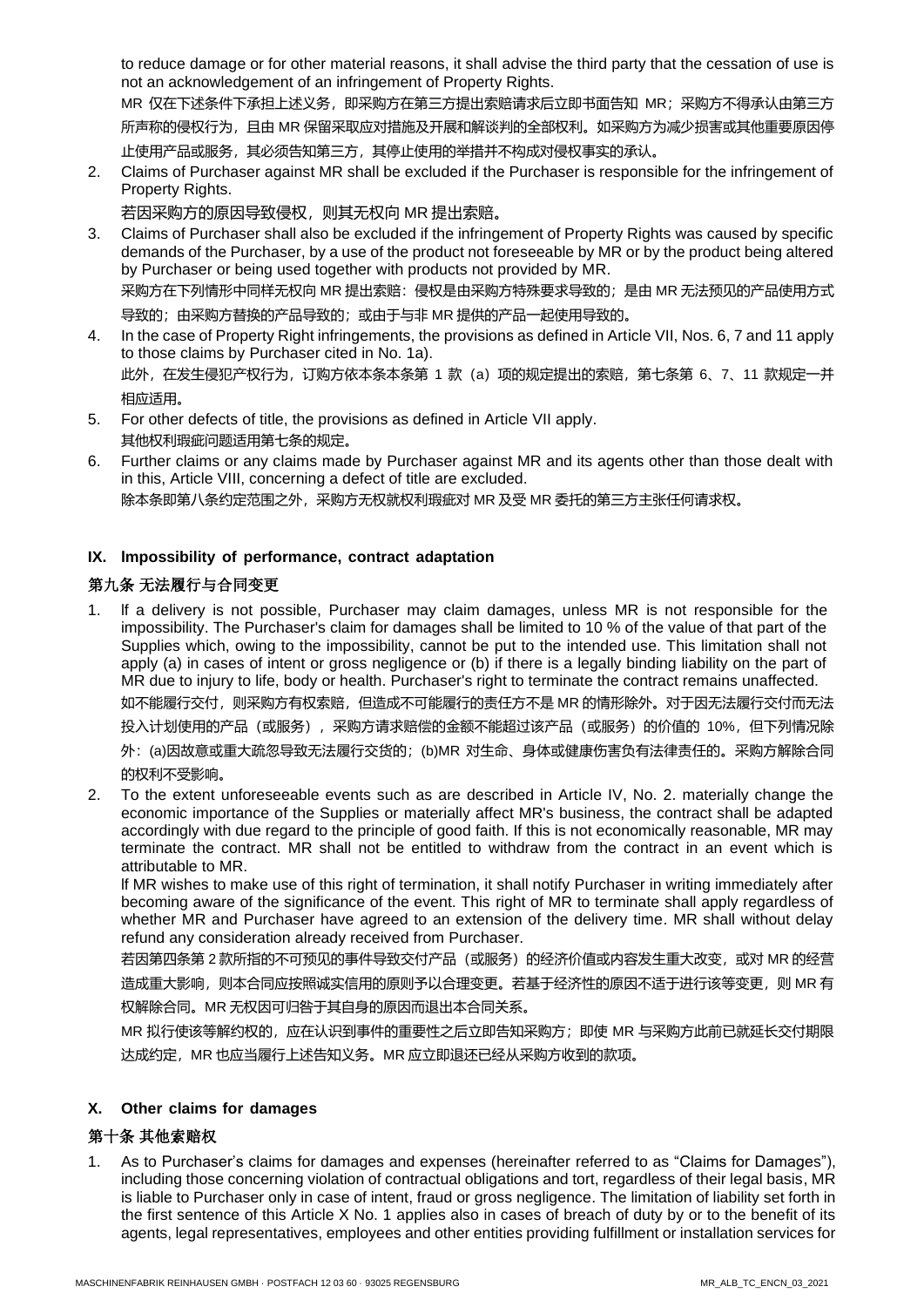to reduce damage or for other material reasons, it shall advise the third party that the cessation of use is not an acknowledgement of an infringement of Property Rights.

MR 仅在下述条件下承担上述义务，即采购方在第三方提出索赔请求后立即书面告知 MR；采购方不得承认由第三方所声称的侵权行为，且由 MR 保留采取应对措施及开展和解谈判的全部权利。如采购方为减少损害或其他重要原因停止使用产品或服务，其必须告知第三方，其停止使用的举措并不构成对侵权事实的承认。

2. Claims of Purchaser against MR shall be excluded if the Purchaser is responsible for the infringement of Property Rights.

   若因采购方的原因导致侵权，则其无权向 MR 提出索赔。

3. Claims of Purchaser shall also be excluded if the infringement of Property Rights was caused by specific demands of the Purchaser, by a use of the product not foreseeable by MR or by the product being altered by Purchaser or being used together with products not provided by MR.

   采购方在下列情形中同样无权向 MR 提出索赔：侵权是由采购方特殊要求导致的；是由 MR 无法预见的产品使用方式导致的；由采购方替换的产品导致的；或由于与非 MR 提供的产品一起使用导致的。

4. In the case of Property Right infringements, the provisions as defined in Article VII, Nos. 6, 7 and 11 apply to those claims by Purchaser cited in No. 1a).

   此外，在发生侵犯产权行为，订购方依本条本条第 1 款（a）项的规定提出的索赔，第七条第 6、7、11 款规定一并相应适用。

5. For other defects of title, the provisions as defined in Article VII apply.

   其他权利瑕疵问题适用第七条的规定。

6. Further claims or any claims made by Purchaser against MR and its agents other than those dealt with in this, Article VIII, concerning a defect of title are excluded.

   除本条即第八条约定范围之外，采购方无权就权利瑕疵对 MR 及受 MR 委托的第三方主张任何请求权。

## IX. Impossibility of performance, contract adaptation

## 第九条 无法履行与合同变更

1. If a delivery is not possible, Purchaser may claim damages, unless MR is not responsible for the impossibility. The Purchaser's claim for damages shall be limited to 10 % of the value of that part of the Supplies which, owing to the impossibility, cannot be put to the intended use. This limitation shall not apply (a) in cases of intent or gross negligence or (b) if there is a legally binding liability on the part of MR due to injury to life, body or health. Purchaser's right to terminate the contract remains unaffected.

   如不能履行交付，则采购方有权索赔，但造成不可能履行的责任方不是 MR 的情形除外。对于因无法履行交付而无法投入计划使用的产品（或服务），采购方请求赔偿的金额不能超过该产品（或服务）的价值的 10%，但下列情况除外：(a)因故意或重大疏忽导致无法履行交货的；(b)MR 对生命、身体或健康伤害负有法律责任的。采购方解除合同的权利不受影响。

2. To the extent unforeseeable events such as are described in Article IV, No. 2. materially change the economic importance of the Supplies or materially affect MR's business, the contract shall be adapted accordingly with due regard to the principle of good faith. If this is not economically reasonable, MR may terminate the contract. MR shall not be entitled to withdraw from the contract in an event which is attributable to MR.

   If MR wishes to make use of this right of termination, it shall notify Purchaser in writing immediately after becoming aware of the significance of the event. This right of MR to terminate shall apply regardless of whether MR and Purchaser have agreed to an extension of the delivery time. MR shall without delay refund any consideration already received from Purchaser.

   若因第四条第 2 款所指的不可预见的事件导致交付产品（或服务）的经济价值或内容发生重大改变，或对 MR 的经营造成重大影响，则本合同应按照诚实信用的原则予以合理变更。若基于经济性的原因不适于进行该等变更，则 MR 有权解除合同。MR 无权因可归咎于其自身的原因而退出本合同关系。

   MR 拟行使该等解约权的，应在认识到事件的重要性之后立即告知采购方；即使 MR 与采购方此前已就延长交付期限达成约定，MR 也应当履行上述告知义务。MR 应立即退还已经从采购方收到的款项。

## X. Other claims for damages

## 第十条 其他索赔权

1. As to Purchaser's claims for damages and expenses (hereinafter referred to as "Claims for Damages"), including those concerning violation of contractual obligations and tort, regardless of their legal basis, MR is liable to Purchaser only in case of intent, fraud or gross negligence. The limitation of liability set forth in the first sentence of this Article X No. 1 applies also in cases of breach of duty by or to the benefit of its agents, legal representatives, employees and other entities providing fulfillment or installation services for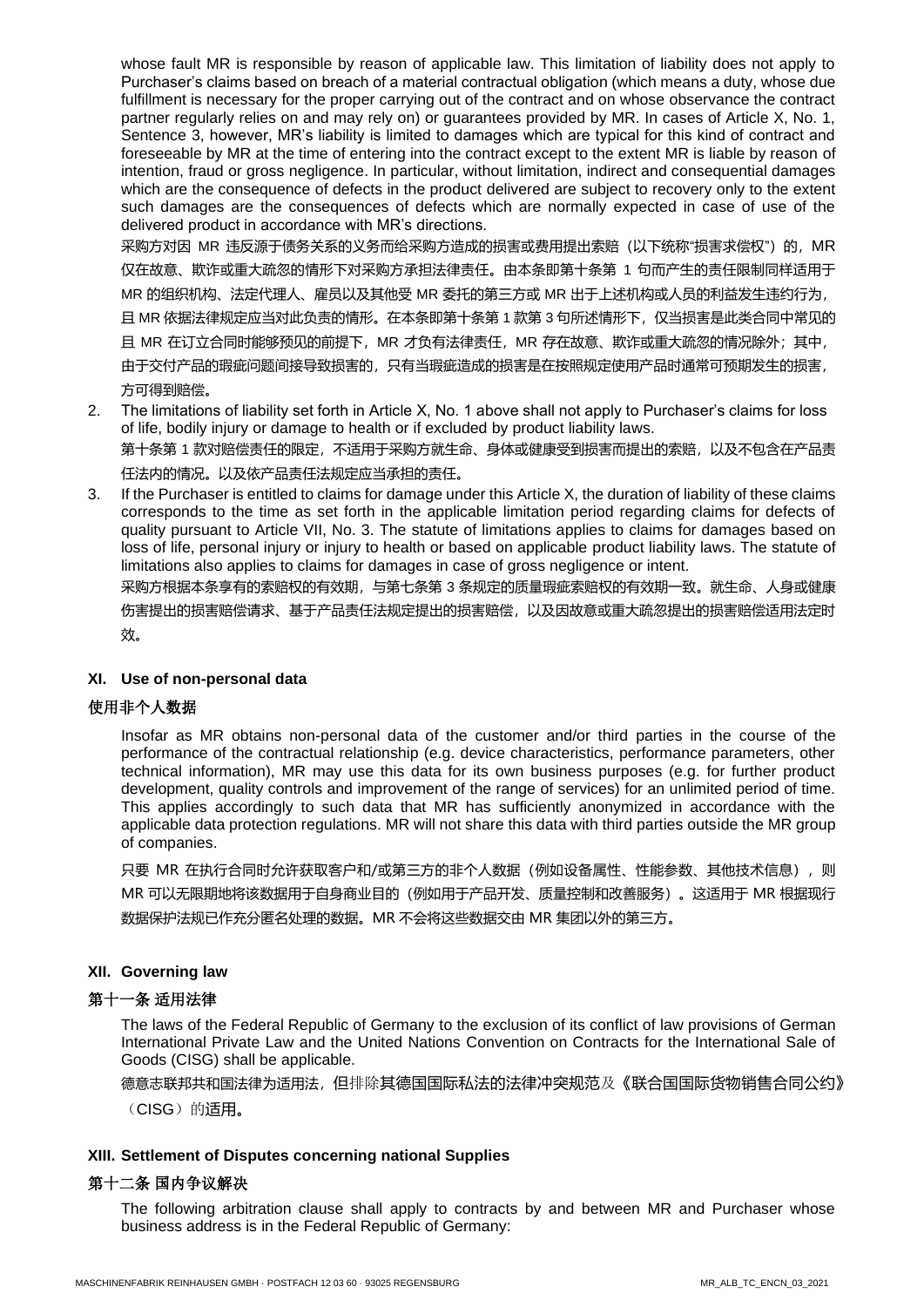whose fault MR is responsible by reason of applicable law. This limitation of liability does not apply to Purchaser's claims based on breach of a material contractual obligation (which means a duty, whose due fulfillment is necessary for the proper carrying out of the contract and on whose observance the contract partner regularly relies on and may rely on) or guarantees provided by MR. In cases of Article X, No. 1, Sentence 3, however, MR's liability is limited to damages which are typical for this kind of contract and foreseeable by MR at the time of entering into the contract except to the extent MR is liable by reason of intention, fraud or gross negligence. In particular, without limitation, indirect and consequential damages which are the consequence of defects in the product delivered are subject to recovery only to the extent such damages are the consequences of defects which are normally expected in case of use of the delivered product in accordance with MR's directions.

采购方对因 MR 违反源于债务关系的义务而给采购方造成的损害或费用提出索赔（以下统称"损害求偿权"）的，MR 仅在故意、欺诈或重大疏忽的情形下对采购方承担法律责任。由本条即第十条第 1 句而产生的责任限制同样适用于 MR 的组织机构、法定代理人、雇员以及其他受 MR 委托的第三方或 MR 出于上述机构或人员的利益发生违约行为，且 MR 依据法律规定应当对此负责的情形。在本条即第十条第 1 款第 3 句所述情形下，仅当损害是此类合同中常见的且 MR 在订立合同时能够预见的前提下，MR 才负有法律责任，MR 存在故意、欺诈或重大疏忽的情况除外；其中，由于交付产品的瑕疵问题间接导致损害的，只有当瑕疵造成的损害是在按照规定使用产品时通常可预期发生的损害，方可得到赔偿。

2. The limitations of liability set forth in Article X, No. 1 above shall not apply to Purchaser's claims for loss of life, bodily injury or damage to health or if excluded by product liability laws.

   第十条第 1 款对赔偿责任的限定，不适用于采购方就生命、身体或健康受到损害而提出的索赔，以及不包含在产品责任法内的情况。以及依产品责任法规定应当承担的责任。

3. If the Purchaser is entitled to claims for damage under this Article X, the duration of liability of these claims corresponds to the time as set forth in the applicable limitation period regarding claims for defects of quality pursuant to Article VII, No. 3. The statute of limitations applies to claims for damages based on loss of life, personal injury or injury to health or based on applicable product liability laws. The statute of limitations also applies to claims for damages in case of gross negligence or intent.

   采购方根据本条享有的索赔权的有效期，与第七条第 3 条规定的质量瑕疵索赔权的有效期一致。就生命、人身或健康伤害提出的损害赔偿请求、基于产品责任法规定提出的损害赔偿，以及因故意或重大疏忽提出的损害赔偿适用法定时效。

### XI. Use of non-personal data

### 使用非个人数据

Insofar as MR obtains non-personal data of the customer and/or third parties in the course of the performance of the contractual relationship (e.g. device characteristics, performance parameters, other technical information), MR may use this data for its own business purposes (e.g. for further product development, quality controls and improvement of the range of services) for an unlimited period of time. This applies accordingly to such data that MR has sufficiently anonymized in accordance with the applicable data protection regulations. MR will not share this data with third parties outside the MR group of companies.

只要 MR 在执行合同时允许获取客户和/或第三方的非个人数据（例如设备属性、性能参数、其他技术信息），则 MR 可以无限期地将该数据用于自身商业目的（例如用于产品开发、质量控制和改善服务）。这适用于 MR 根据现行数据保护法规已作充分匿名处理的数据。MR 不会将这些数据交由 MR 集团以外的第三方。

### XII. Governing law

### 第十一条 适用法律

The laws of the Federal Republic of Germany to the exclusion of its conflict of law provisions of German International Private Law and the United Nations Convention on Contracts for the International Sale of Goods (CISG) shall be applicable.

德意志联邦共和国法律为适用法，但排除其德国国际私法的法律冲突规范及《联合国国际货物销售合同公约》（CISG）的适用。

### XIII. Settlement of Disputes concerning national Supplies

### 第十二条 国内争议解决

The following arbitration clause shall apply to contracts by and between MR and Purchaser whose business address is in the Federal Republic of Germany: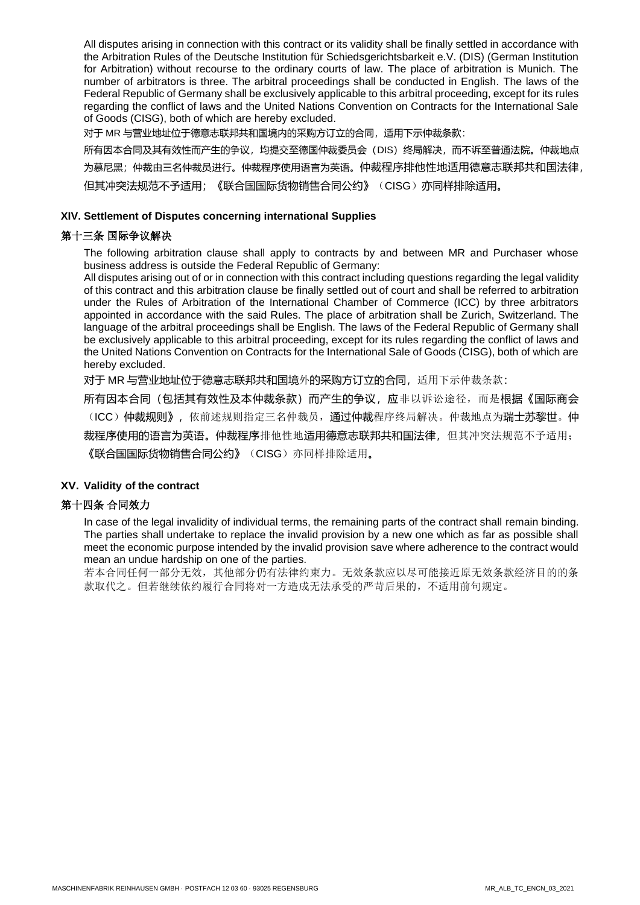All disputes arising in connection with this contract or its validity shall be finally settled in accordance with the Arbitration Rules of the Deutsche Institution für Schiedsgerichtsbarkeit e.V. (DIS) (German Institution for Arbitration) without recourse to the ordinary courts of law. The place of arbitration is Munich. The number of arbitrators is three. The arbitral proceedings shall be conducted in English. The laws of the Federal Republic of Germany shall be exclusively applicable to this arbitral proceeding, except for its rules regarding the conflict of laws and the United Nations Convention on Contracts for the International Sale of Goods (CISG), both of which are hereby excluded.

对于 MR 与营业地址位于德意志联邦共和国境内的采购方订立的合同，适用下示仲裁条款：

所有因本合同及其有效性而产生的争议，均提交至德国仲裁委员会（DIS）终局解决，而不诉至普通法院。仲裁地点为慕尼黑；仲裁由三名仲裁员进行。仲裁程序使用语言为英语。仲裁程序排他性地适用德意志联邦共和国法律，但其冲突法规范不予适用；《联合国国际货物销售合同公约》（CISG）亦同样排除适用。

### XIV. Settlement of Disputes concerning international Supplies

### 第十三条 国际争议解决

The following arbitration clause shall apply to contracts by and between MR and Purchaser whose business address is outside the Federal Republic of Germany:

All disputes arising out of or in connection with this contract including questions regarding the legal validity of this contract and this arbitration clause be finally settled out of court and shall be referred to arbitration under the Rules of Arbitration of the International Chamber of Commerce (ICC) by three arbitrators appointed in accordance with the said Rules. The place of arbitration shall be Zurich, Switzerland. The language of the arbitral proceedings shall be English. The laws of the Federal Republic of Germany shall be exclusively applicable to this arbitral proceeding, except for its rules regarding the conflict of laws and the United Nations Convention on Contracts for the International Sale of Goods (CISG), both of which are hereby excluded.

对于 MR 与营业地址位于德意志联邦共和国境外的采购方订立的合同，适用下示仲裁条款：

所有因本合同（包括其有效性及本仲裁条款）而产生的争议，应非以诉讼途径，而是根据《国际商会（ICC）仲裁规则》，依前述规则指定三名仲裁员，通过仲裁程序终局解决。仲裁地点为瑞士苏黎世。仲裁程序使用的语言为英语。仲裁程序排他性地适用德意志联邦共和国法律，但其冲突法规范不予适用；《联合国国际货物销售合同公约》（CISG）亦同样排除适用。

### XV. Validity of the contract

### 第十四条 合同效力

In case of the legal invalidity of individual terms, the remaining parts of the contract shall remain binding. The parties shall undertake to replace the invalid provision by a new one which as far as possible shall meet the economic purpose intended by the invalid provision save where adherence to the contract would mean an undue hardship on one of the parties.

若本合同任何一部分无效，其他部分仍有法律约束力。无效条款应以尽可能接近原无效条款经济目的的条款取代之。但若继续依约履行合同将对一方造成无法承受的严苛后果的，不适用前句规定。